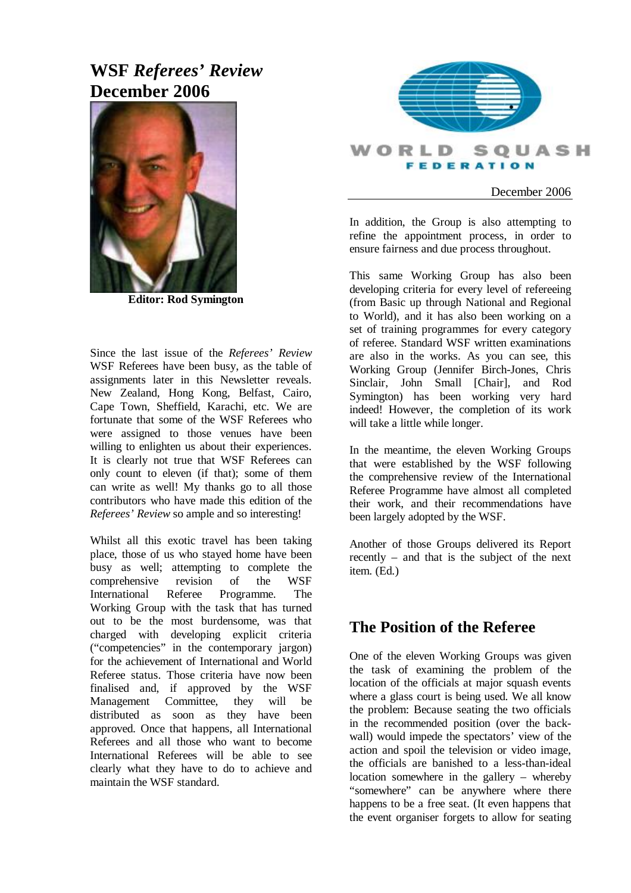# WSF *Referees' Review*
# December 2006

**Editor: Rod Symington**

WORLD SQUASH FEDERATION

December 2006

Since the last issue of the *Referees' Review* WSF Referees have been busy, as the table of assignments later in this Newsletter reveals. New Zealand, Hong Kong, Belfast, Cairo, Cape Town, Sheffield, Karachi, etc. We are fortunate that some of the WSF Referees who were assigned to those venues have been willing to enlighten us about their experiences. It is clearly not true that WSF Referees can only count to eleven (if that); some of them can write as well! My thanks go to all those contributors who have made this edition of the *Referees' Review* so ample and so interesting!

Whilst all this exotic travel has been taking place, those of us who stayed home have been busy as well; attempting to complete the comprehensive revision of the WSF International Referee Programme. The Working Group with the task that has turned out to be the most burdensome, was that charged with developing explicit criteria ("competencies" in the contemporary jargon) for the achievement of International and World Referee status. Those criteria have now been finalised and, if approved by the WSF Management Committee, they will be distributed as soon as they have been approved. Once that happens, all International Referees and all those who want to become International Referees will be able to see clearly what they have to do to achieve and maintain the WSF standard.

In addition, the Group is also attempting to refine the appointment process, in order to ensure fairness and due process throughout.

This same Working Group has also been developing criteria for every level of refereeing (from Basic up through National and Regional to World), and it has also been working on a set of training programmes for every category of referee. Standard WSF written examinations are also in the works. As you can see, this Working Group (Jennifer Birch-Jones, Chris Sinclair, John Small [Chair], and Rod Symington) has been working very hard indeed! However, the completion of its work will take a little while longer.

In the meantime, the eleven Working Groups that were established by the WSF following the comprehensive review of the International Referee Programme have almost all completed their work, and their recommendations have been largely adopted by the WSF.

Another of those Groups delivered its Report recently – and that is the subject of the next item. (Ed.)

## The Position of the Referee

One of the eleven Working Groups was given the task of examining the problem of the location of the officials at major squash events where a glass court is being used. We all know the problem: Because seating the two officials in the recommended position (over the back-wall) would impede the spectators' view of the action and spoil the television or video image, the officials are banished to a less-than-ideal location somewhere in the gallery – whereby "somewhere" can be anywhere where there happens to be a free seat. (It even happens that the event organiser forgets to allow for seating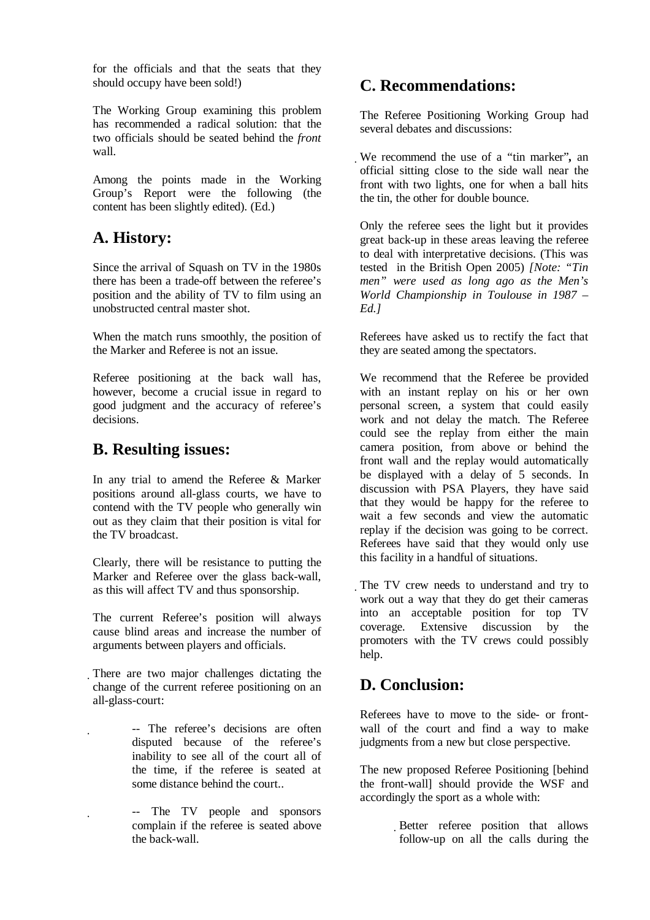for the officials and that the seats that they should occupy have been sold!)

The Working Group examining this problem has recommended a radical solution: that the two officials should be seated behind the *front* wall.

Among the points made in the Working Group's Report were the following (the content has been slightly edited). (Ed.)

## A. History:

Since the arrival of Squash on TV in the 1980s there has been a trade-off between the referee's position and the ability of TV to film using an unobstructed central master shot.

When the match runs smoothly, the position of the Marker and Referee is not an issue.

Referee positioning at the back wall has, however, become a crucial issue in regard to good judgment and the accuracy of referee's decisions.

## B. Resulting issues:

In any trial to amend the Referee & Marker positions around all-glass courts, we have to contend with the TV people who generally win out as they claim that their position is vital for the TV broadcast.

Clearly, there will be resistance to putting the Marker and Referee over the glass back-wall, as this will affect TV and thus sponsorship.

The current Referee's position will always cause blind areas and increase the number of arguments between players and officials.

- There are two major challenges dictating the change of the current referee positioning on an all-glass-court:
  - -- The referee's decisions are often disputed because of the referee's inability to see all of the court all of the time, if the referee is seated at some distance behind the court..
  - -- The TV people and sponsors complain if the referee is seated above the back-wall.

## C. Recommendations:

The Referee Positioning Working Group had several debates and discussions:

- We recommend the use of a "tin marker"**,** an official sitting close to the side wall near the front with two lights, one for when a ball hits the tin, the other for double bounce.

Only the referee sees the light but it provides great back-up in these areas leaving the referee to deal with interpretative decisions. (This was tested in the British Open 2005) *[Note: "Tin men" were used as long ago as the Men's World Championship in Toulouse in 1987 – Ed.]*

Referees have asked us to rectify the fact that they are seated among the spectators.

We recommend that the Referee be provided with an instant replay on his or her own personal screen, a system that could easily work and not delay the match. The Referee could see the replay from either the main camera position, from above or behind the front wall and the replay would automatically be displayed with a delay of 5 seconds. In discussion with PSA Players, they have said that they would be happy for the referee to wait a few seconds and view the automatic replay if the decision was going to be correct. Referees have said that they would only use this facility in a handful of situations.

- The TV crew needs to understand and try to work out a way that they do get their cameras into an acceptable position for top TV coverage. Extensive discussion by the promoters with the TV crews could possibly help.

## D. Conclusion:

Referees have to move to the side- or front-wall of the court and find a way to make judgments from a new but close perspective.

The new proposed Referee Positioning [behind the front-wall] should provide the WSF and accordingly the sport as a whole with:

- Better referee position that allows follow-up on all the calls during the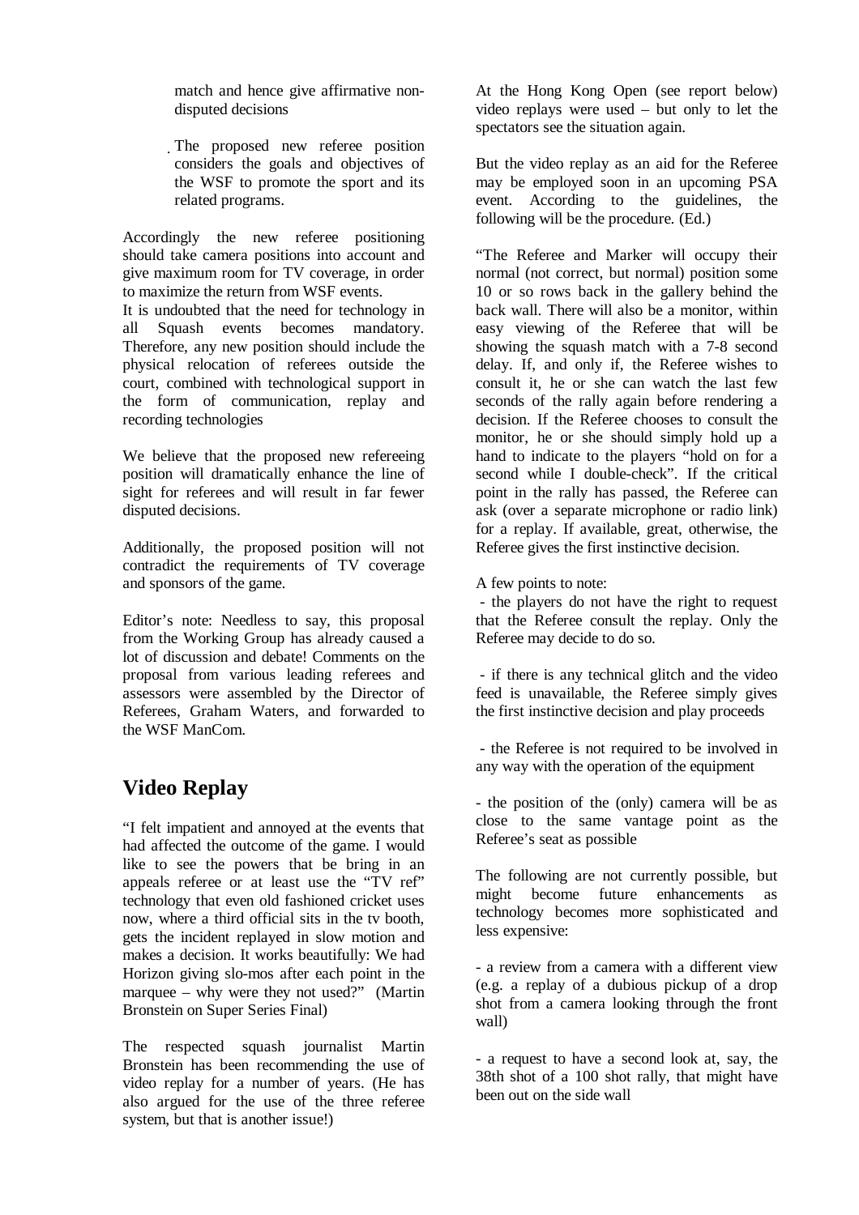match and hence give affirmative non-disputed decisions

- The proposed new referee position considers the goals and objectives of the WSF to promote the sport and its related programs.

Accordingly the new referee positioning should take camera positions into account and give maximum room for TV coverage, in order to maximize the return from WSF events.
It is undoubted that the need for technology in all Squash events becomes mandatory. Therefore, any new position should include the physical relocation of referees outside the court, combined with technological support in the form of communication, replay and recording technologies

We believe that the proposed new refereeing position will dramatically enhance the line of sight for referees and will result in far fewer disputed decisions.

Additionally, the proposed position will not contradict the requirements of TV coverage and sponsors of the game.

Editor's note: Needless to say, this proposal from the Working Group has already caused a lot of discussion and debate! Comments on the proposal from various leading referees and assessors were assembled by the Director of Referees, Graham Waters, and forwarded to the WSF ManCom.

## Video Replay

"I felt impatient and annoyed at the events that had affected the outcome of the game. I would like to see the powers that be bring in an appeals referee or at least use the "TV ref" technology that even old fashioned cricket uses now, where a third official sits in the tv booth, gets the incident replayed in slow motion and makes a decision. It works beautifully: We had Horizon giving slo-mos after each point in the marquee – why were they not used?" (Martin Bronstein on Super Series Final)

The respected squash journalist Martin Bronstein has been recommending the use of video replay for a number of years. (He has also argued for the use of the three referee system, but that is another issue!)

At the Hong Kong Open (see report below) video replays were used – but only to let the spectators see the situation again.

But the video replay as an aid for the Referee may be employed soon in an upcoming PSA event. According to the guidelines, the following will be the procedure. (Ed.)

"The Referee and Marker will occupy their normal (not correct, but normal) position some 10 or so rows back in the gallery behind the back wall. There will also be a monitor, within easy viewing of the Referee that will be showing the squash match with a 7-8 second delay. If, and only if, the Referee wishes to consult it, he or she can watch the last few seconds of the rally again before rendering a decision. If the Referee chooses to consult the monitor, he or she should simply hold up a hand to indicate to the players "hold on for a second while I double-check". If the critical point in the rally has passed, the Referee can ask (over a separate microphone or radio link) for a replay. If available, great, otherwise, the Referee gives the first instinctive decision.

A few points to note:

- the players do not have the right to request that the Referee consult the replay. Only the Referee may decide to do so.

- if there is any technical glitch and the video feed is unavailable, the Referee simply gives the first instinctive decision and play proceeds

- the Referee is not required to be involved in any way with the operation of the equipment

- the position of the (only) camera will be as close to the same vantage point as the Referee's seat as possible

The following are not currently possible, but might become future enhancements as technology becomes more sophisticated and less expensive:

- a review from a camera with a different view (e.g. a replay of a dubious pickup of a drop shot from a camera looking through the front wall)

- a request to have a second look at, say, the 38th shot of a 100 shot rally, that might have been out on the side wall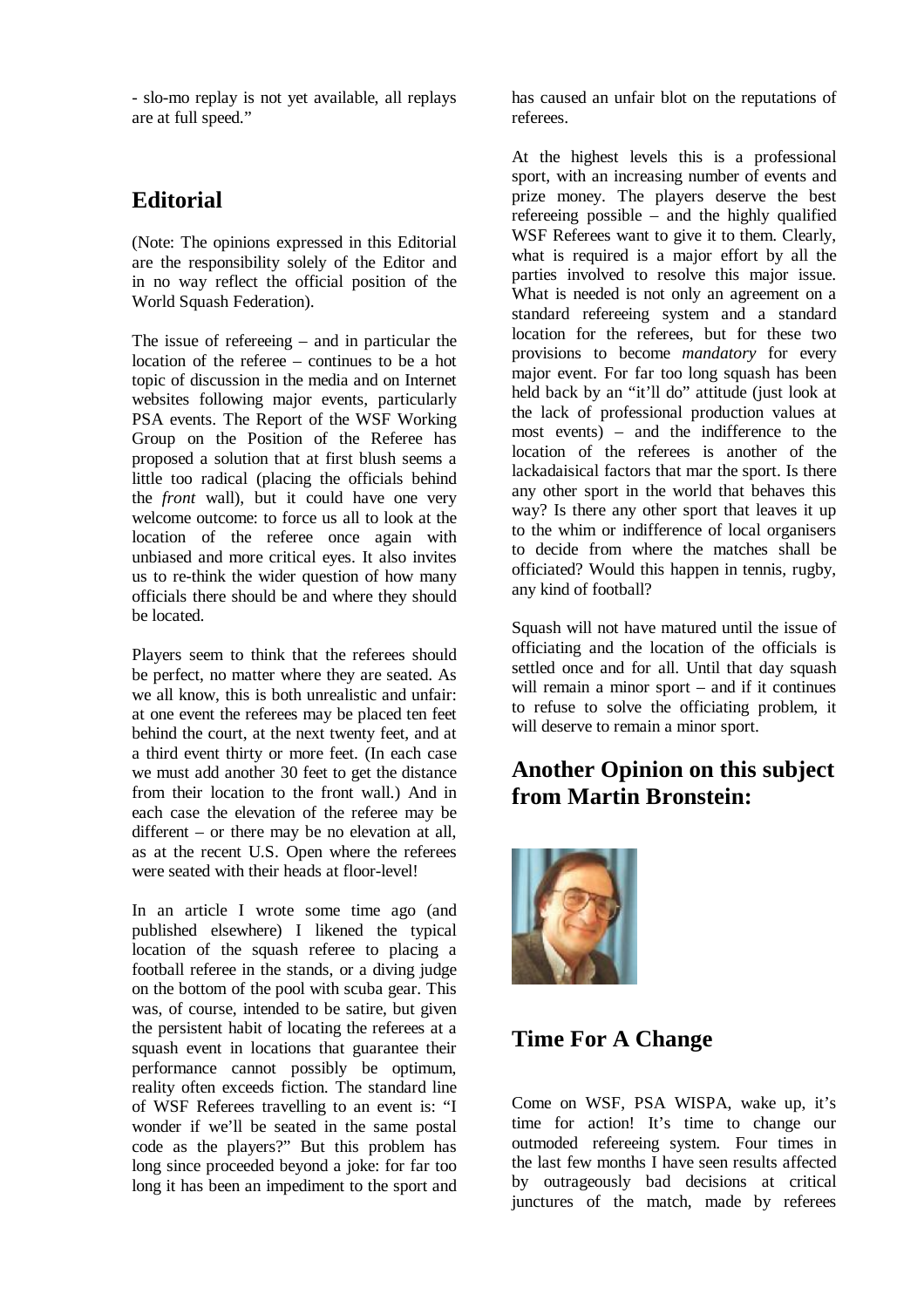- slo-mo replay is not yet available, all replays are at full speed."

## Editorial

(Note: The opinions expressed in this Editorial are the responsibility solely of the Editor and in no way reflect the official position of the World Squash Federation).

The issue of refereeing – and in particular the location of the referee – continues to be a hot topic of discussion in the media and on Internet websites following major events, particularly PSA events. The Report of the WSF Working Group on the Position of the Referee has proposed a solution that at first blush seems a little too radical (placing the officials behind the *front* wall), but it could have one very welcome outcome: to force us all to look at the location of the referee once again with unbiased and more critical eyes. It also invites us to re-think the wider question of how many officials there should be and where they should be located.

Players seem to think that the referees should be perfect, no matter where they are seated. As we all know, this is both unrealistic and unfair: at one event the referees may be placed ten feet behind the court, at the next twenty feet, and at a third event thirty or more feet. (In each case we must add another 30 feet to get the distance from their location to the front wall.) And in each case the elevation of the referee may be different – or there may be no elevation at all, as at the recent U.S. Open where the referees were seated with their heads at floor-level!

In an article I wrote some time ago (and published elsewhere) I likened the typical location of the squash referee to placing a football referee in the stands, or a diving judge on the bottom of the pool with scuba gear. This was, of course, intended to be satire, but given the persistent habit of locating the referees at a squash event in locations that guarantee their performance cannot possibly be optimum, reality often exceeds fiction. The standard line of WSF Referees travelling to an event is: "I wonder if we'll be seated in the same postal code as the players?" But this problem has long since proceeded beyond a joke: for far too long it has been an impediment to the sport and has caused an unfair blot on the reputations of referees.

At the highest levels this is a professional sport, with an increasing number of events and prize money. The players deserve the best refereeing possible – and the highly qualified WSF Referees want to give it to them. Clearly, what is required is a major effort by all the parties involved to resolve this major issue. What is needed is not only an agreement on a standard refereeing system and a standard location for the referees, but for these two provisions to become *mandatory* for every major event. For far too long squash has been held back by an "it'll do" attitude (just look at the lack of professional production values at most events) – and the indifference to the location of the referees is another of the lackadaisical factors that mar the sport. Is there any other sport in the world that behaves this way? Is there any other sport that leaves it up to the whim or indifference of local organisers to decide from where the matches shall be officiated? Would this happen in tennis, rugby, any kind of football?

Squash will not have matured until the issue of officiating and the location of the officials is settled once and for all. Until that day squash will remain a minor sport – and if it continues to refuse to solve the officiating problem, it will deserve to remain a minor sport.

## Another Opinion on this subject from Martin Bronstein:

## Time For A Change

Come on WSF, PSA WISPA, wake up, it's time for action! It's time to change our outmoded refereeing system. Four times in the last few months I have seen results affected by outrageously bad decisions at critical junctures of the match, made by referees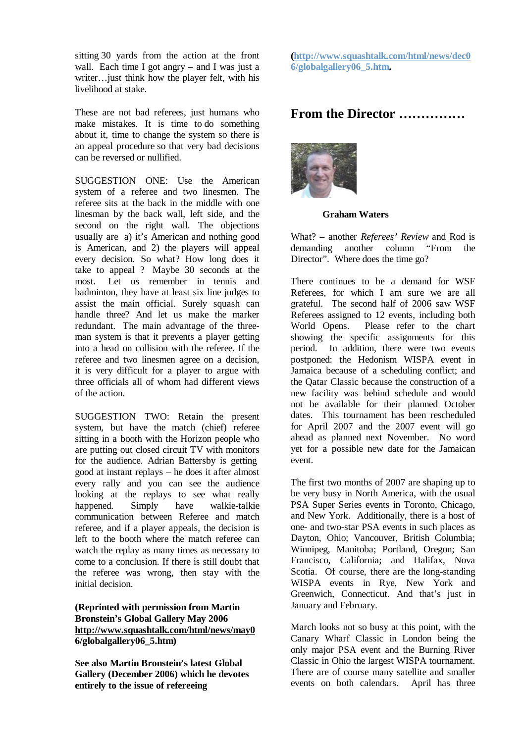sitting 30 yards from the action at the front wall. Each time I got angry – and I was just a writer…just think how the player felt, with his livelihood at stake.

These are not bad referees, just humans who make mistakes. It is time to do something about it, time to change the system so there is an appeal procedure so that very bad decisions can be reversed or nullified.

SUGGESTION ONE: Use the American system of a referee and two linesmen. The referee sits at the back in the middle with one linesman by the back wall, left side, and the second on the right wall. The objections usually are a) it's American and nothing good is American, and 2) the players will appeal every decision. So what? How long does it take to appeal ? Maybe 30 seconds at the most. Let us remember in tennis and badminton, they have at least six line judges to assist the main official. Surely squash can handle three? And let us make the marker redundant. The main advantage of the three-man system is that it prevents a player getting into a head on collision with the referee. If the referee and two linesmen agree on a decision, it is very difficult for a player to argue with three officials all of whom had different views of the action.

SUGGESTION TWO: Retain the present system, but have the match (chief) referee sitting in a booth with the Horizon people who are putting out closed circuit TV with monitors for the audience. Adrian Battersby is getting good at instant replays – he does it after almost every rally and you can see the audience looking at the replays to see what really happened. Simply have walkie-talkie communication between Referee and match referee, and if a player appeals, the decision is left to the booth where the match referee can watch the replay as many times as necessary to come to a conclusion. If there is still doubt that the referee was wrong, then stay with the initial decision.

**(Reprinted with permission from Martin Bronstein's Global Gallery May 2006 http://www.squashtalk.com/html/news/may06/globalgallery06_5.htm)**

**See also Martin Bronstein's latest Global Gallery (December 2006) which he devotes entirely to the issue of refereeing (http://www.squashtalk.com/html/news/dec06/globalgallery06_5.htm.**

## From the Director ……………

**Graham Waters**

What? – another *Referees' Review* and Rod is demanding another column "From the Director". Where does the time go?

There continues to be a demand for WSF Referees, for which I am sure we are all grateful. The second half of 2006 saw WSF Referees assigned to 12 events, including both World Opens. Please refer to the chart showing the specific assignments for this period. In addition, there were two events postponed: the Hedonism WISPA event in Jamaica because of a scheduling conflict; and the Qatar Classic because the construction of a new facility was behind schedule and would not be available for their planned October dates. This tournament has been rescheduled for April 2007 and the 2007 event will go ahead as planned next November. No word yet for a possible new date for the Jamaican event.

The first two months of 2007 are shaping up to be very busy in North America, with the usual PSA Super Series events in Toronto, Chicago, and New York. Additionally, there is a host of one- and two-star PSA events in such places as Dayton, Ohio; Vancouver, British Columbia; Winnipeg, Manitoba; Portland, Oregon; San Francisco, California; and Halifax, Nova Scotia. Of course, there are the long-standing WISPA events in Rye, New York and Greenwich, Connecticut. And that's just in January and February.

March looks not so busy at this point, with the Canary Wharf Classic in London being the only major PSA event and the Burning River Classic in Ohio the largest WISPA tournament. There are of course many satellite and smaller events on both calendars. April has three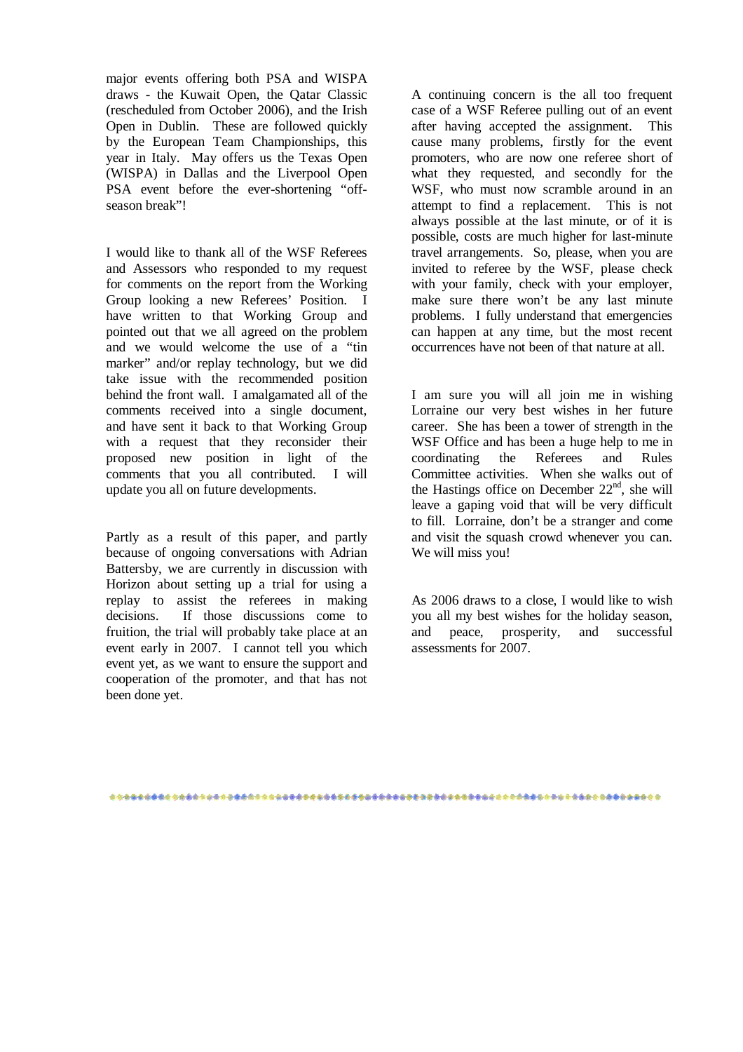major events offering both PSA and WISPA draws - the Kuwait Open, the Qatar Classic (rescheduled from October 2006), and the Irish Open in Dublin. These are followed quickly by the European Team Championships, this year in Italy. May offers us the Texas Open (WISPA) in Dallas and the Liverpool Open PSA event before the ever-shortening "off-season break"!

I would like to thank all of the WSF Referees and Assessors who responded to my request for comments on the report from the Working Group looking a new Referees' Position. I have written to that Working Group and pointed out that we all agreed on the problem and we would welcome the use of a "tin marker" and/or replay technology, but we did take issue with the recommended position behind the front wall. I amalgamated all of the comments received into a single document, and have sent it back to that Working Group with a request that they reconsider their proposed new position in light of the comments that you all contributed. I will update you all on future developments.

Partly as a result of this paper, and partly because of ongoing conversations with Adrian Battersby, we are currently in discussion with Horizon about setting up a trial for using a replay to assist the referees in making decisions. If those discussions come to fruition, the trial will probably take place at an event early in 2007. I cannot tell you which event yet, as we want to ensure the support and cooperation of the promoter, and that has not been done yet.

A continuing concern is the all too frequent case of a WSF Referee pulling out of an event after having accepted the assignment. This cause many problems, firstly for the event promoters, who are now one referee short of what they requested, and secondly for the WSF, who must now scramble around in an attempt to find a replacement. This is not always possible at the last minute, or of it is possible, costs are much higher for last-minute travel arrangements. So, please, when you are invited to referee by the WSF, please check with your family, check with your employer, make sure there won't be any last minute problems. I fully understand that emergencies can happen at any time, but the most recent occurrences have not been of that nature at all.

I am sure you will all join me in wishing Lorraine our very best wishes in her future career. She has been a tower of strength in the WSF Office and has been a huge help to me in coordinating the Referees and Rules Committee activities. When she walks out of the Hastings office on December 22nd, she will leave a gaping void that will be very difficult to fill. Lorraine, don't be a stranger and come and visit the squash crowd whenever you can. We will miss you!

As 2006 draws to a close, I would like to wish you all my best wishes for the holiday season, and peace, prosperity, and successful assessments for 2007.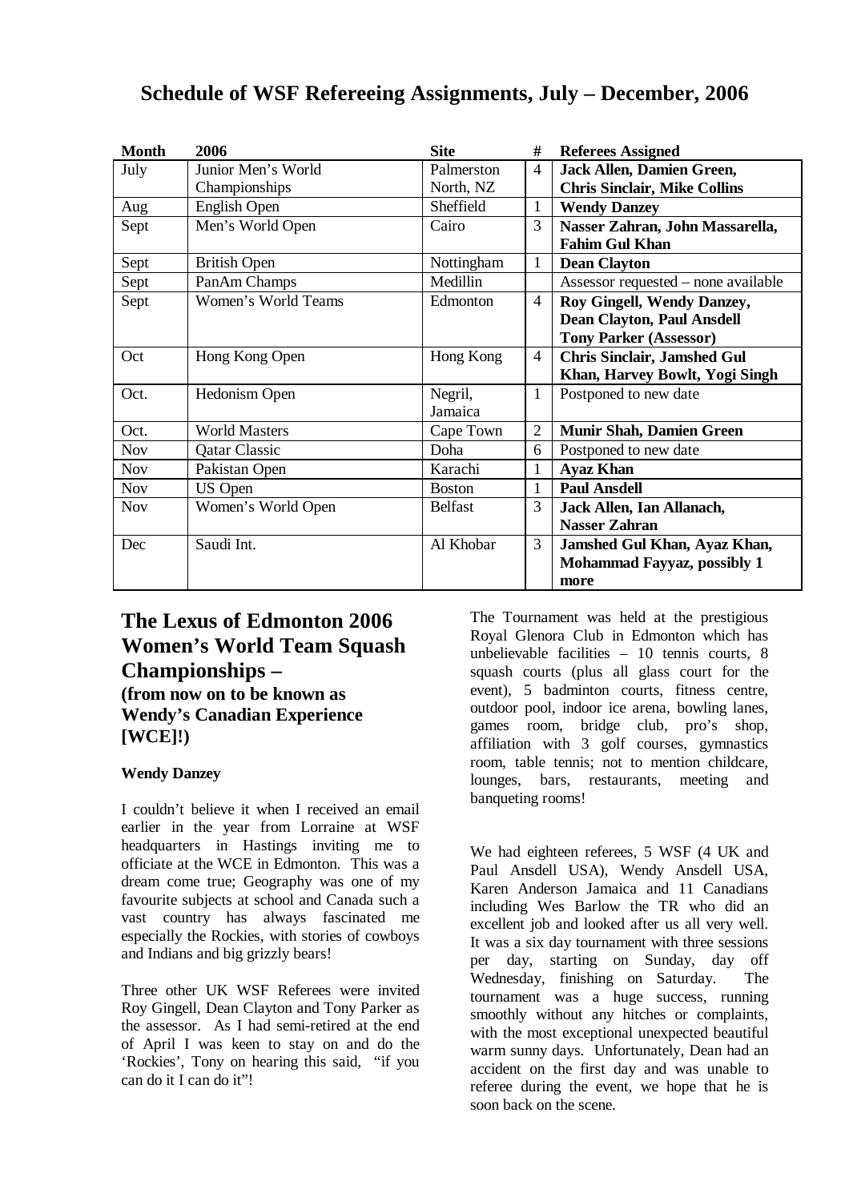## Schedule of WSF Refereeing Assignments, July – December, 2006

| Month | 2006 | Site | # | Referees Assigned |
|---|---|---|---|---|
| July | Junior Men's World Championships | Palmerston North, NZ | 4 | **Jack Allen, Damien Green, Chris Sinclair, Mike Collins** |
| Aug | English Open | Sheffield | 1 | **Wendy Danzey** |
| Sept | Men's World Open | Cairo | 3 | **Nasser Zahran, John Massarella, Fahim Gul Khan** |
| Sept | British Open | Nottingham | 1 | **Dean Clayton** |
| Sept | PanAm Champs | Medillin | | Assessor requested – none available |
| Sept | Women's World Teams | Edmonton | 4 | **Roy Gingell, Wendy Danzey, Dean Clayton, Paul Ansdell Tony Parker (Assessor)** |
| Oct | Hong Kong Open | Hong Kong | 4 | **Chris Sinclair, Jamshed Gul Khan, Harvey Bowlt, Yogi Singh** |
| Oct. | Hedonism Open | Negril, Jamaica | 1 | Postponed to new date |
| Oct. | World Masters | Cape Town | 2 | **Munir Shah, Damien Green** |
| Nov | Qatar Classic | Doha | 6 | Postponed to new date |
| Nov | Pakistan Open | Karachi | 1 | **Ayaz Khan** |
| Nov | US Open | Boston | 1 | **Paul Ansdell** |
| Nov | Women's World Open | Belfast | 3 | **Jack Allen, Ian Allanach, Nasser Zahran** |
| Dec | Saudi Int. | Al Khobar | 3 | **Jamshed Gul Khan, Ayaz Khan, Mohammad Fayyaz, possibly 1 more** |

## The Lexus of Edmonton 2006 Women's World Team Squash Championships –
### (from now on to be known as Wendy's Canadian Experience [WCE]!)

**Wendy Danzey**

I couldn't believe it when I received an email earlier in the year from Lorraine at WSF headquarters in Hastings inviting me to officiate at the WCE in Edmonton. This was a dream come true; Geography was one of my favourite subjects at school and Canada such a vast country has always fascinated me especially the Rockies, with stories of cowboys and Indians and big grizzly bears!

Three other UK WSF Referees were invited Roy Gingell, Dean Clayton and Tony Parker as the assessor. As I had semi-retired at the end of April I was keen to stay on and do the 'Rockies', Tony on hearing this said, "if you can do it I can do it"!

The Tournament was held at the prestigious Royal Glenora Club in Edmonton which has unbelievable facilities – 10 tennis courts, 8 squash courts (plus all glass court for the event), 5 badminton courts, fitness centre, outdoor pool, indoor ice arena, bowling lanes, games room, bridge club, pro's shop, affiliation with 3 golf courses, gymnastics room, table tennis; not to mention childcare, lounges, bars, restaurants, meeting and banqueting rooms!

We had eighteen referees, 5 WSF (4 UK and Paul Ansdell USA), Wendy Ansdell USA, Karen Anderson Jamaica and 11 Canadians including Wes Barlow the TR who did an excellent job and looked after us all very well. It was a six day tournament with three sessions per day, starting on Sunday, day off Wednesday, finishing on Saturday. The tournament was a huge success, running smoothly without any hitches or complaints, with the most exceptional unexpected beautiful warm sunny days. Unfortunately, Dean had an accident on the first day and was unable to referee during the event, we hope that he is soon back on the scene.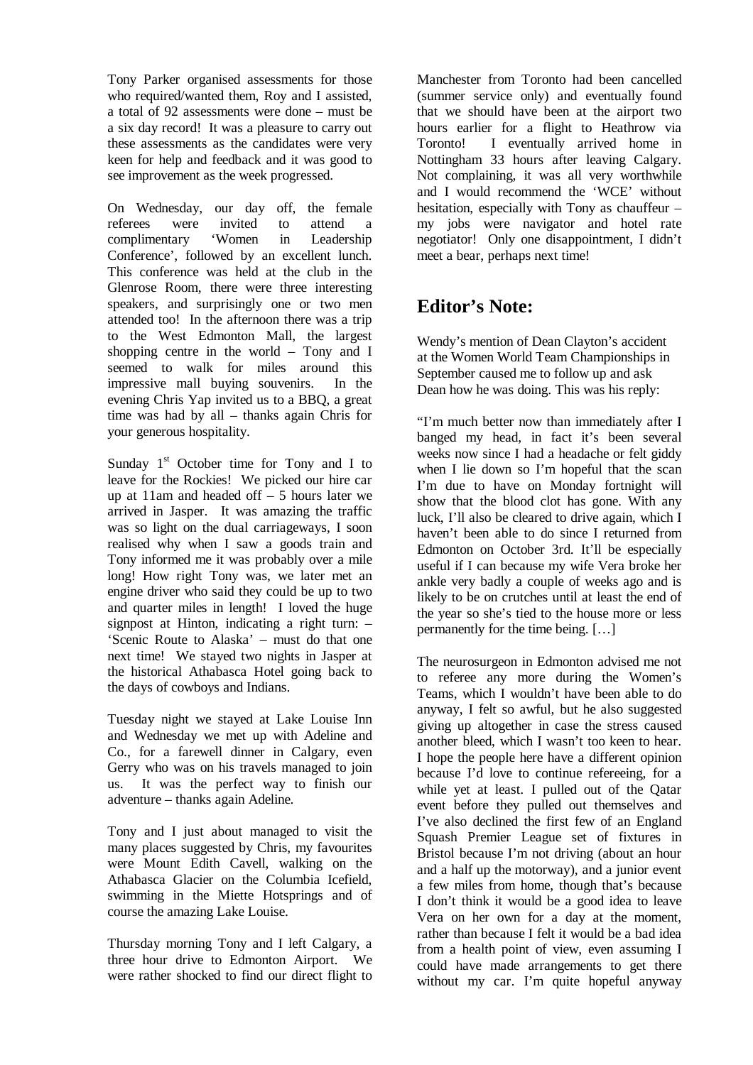Tony Parker organised assessments for those who required/wanted them, Roy and I assisted, a total of 92 assessments were done – must be a six day record! It was a pleasure to carry out these assessments as the candidates were very keen for help and feedback and it was good to see improvement as the week progressed.

On Wednesday, our day off, the female referees were invited to attend a complimentary 'Women in Leadership Conference', followed by an excellent lunch. This conference was held at the club in the Glenrose Room, there were three interesting speakers, and surprisingly one or two men attended too! In the afternoon there was a trip to the West Edmonton Mall, the largest shopping centre in the world – Tony and I seemed to walk for miles around this impressive mall buying souvenirs. In the evening Chris Yap invited us to a BBQ, a great time was had by all – thanks again Chris for your generous hospitality.

Sunday 1st October time for Tony and I to leave for the Rockies! We picked our hire car up at 11am and headed off – 5 hours later we arrived in Jasper. It was amazing the traffic was so light on the dual carriageways, I soon realised why when I saw a goods train and Tony informed me it was probably over a mile long! How right Tony was, we later met an engine driver who said they could be up to two and quarter miles in length! I loved the huge signpost at Hinton, indicating a right turn: – 'Scenic Route to Alaska' – must do that one next time! We stayed two nights in Jasper at the historical Athabasca Hotel going back to the days of cowboys and Indians.

Tuesday night we stayed at Lake Louise Inn and Wednesday we met up with Adeline and Co., for a farewell dinner in Calgary, even Gerry who was on his travels managed to join us. It was the perfect way to finish our adventure – thanks again Adeline.

Tony and I just about managed to visit the many places suggested by Chris, my favourites were Mount Edith Cavell, walking on the Athabasca Glacier on the Columbia Icefield, swimming in the Miette Hotsprings and of course the amazing Lake Louise.

Thursday morning Tony and I left Calgary, a three hour drive to Edmonton Airport. We were rather shocked to find our direct flight to Manchester from Toronto had been cancelled (summer service only) and eventually found that we should have been at the airport two hours earlier for a flight to Heathrow via Toronto! I eventually arrived home in Nottingham 33 hours after leaving Calgary. Not complaining, it was all very worthwhile and I would recommend the 'WCE' without hesitation, especially with Tony as chauffeur – my jobs were navigator and hotel rate negotiator! Only one disappointment, I didn't meet a bear, perhaps next time!

## Editor's Note:

Wendy's mention of Dean Clayton's accident at the Women World Team Championships in September caused me to follow up and ask Dean how he was doing. This was his reply:

"I'm much better now than immediately after I banged my head, in fact it's been several weeks now since I had a headache or felt giddy when I lie down so I'm hopeful that the scan I'm due to have on Monday fortnight will show that the blood clot has gone. With any luck, I'll also be cleared to drive again, which I haven't been able to do since I returned from Edmonton on October 3rd. It'll be especially useful if I can because my wife Vera broke her ankle very badly a couple of weeks ago and is likely to be on crutches until at least the end of the year so she's tied to the house more or less permanently for the time being. […]

The neurosurgeon in Edmonton advised me not to referee any more during the Women's Teams, which I wouldn't have been able to do anyway, I felt so awful, but he also suggested giving up altogether in case the stress caused another bleed, which I wasn't too keen to hear. I hope the people here have a different opinion because I'd love to continue refereeing, for a while yet at least. I pulled out of the Qatar event before they pulled out themselves and I've also declined the first few of an England Squash Premier League set of fixtures in Bristol because I'm not driving (about an hour and a half up the motorway), and a junior event a few miles from home, though that's because I don't think it would be a good idea to leave Vera on her own for a day at the moment, rather than because I felt it would be a bad idea from a health point of view, even assuming I could have made arrangements to get there without my car. I'm quite hopeful anyway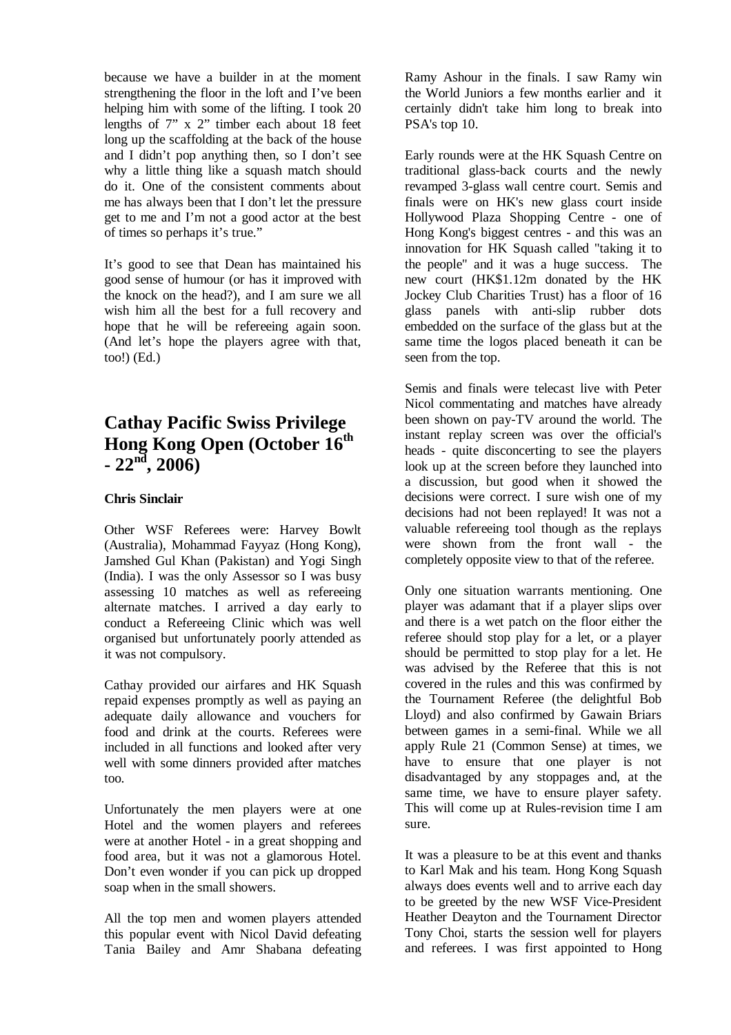because we have a builder in at the moment strengthening the floor in the loft and I've been helping him with some of the lifting. I took 20 lengths of 7" x 2" timber each about 18 feet long up the scaffolding at the back of the house and I didn't pop anything then, so I don't see why a little thing like a squash match should do it. One of the consistent comments about me has always been that I don't let the pressure get to me and I'm not a good actor at the best of times so perhaps it's true."

It's good to see that Dean has maintained his good sense of humour (or has it improved with the knock on the head?), and I am sure we all wish him all the best for a full recovery and hope that he will be refereeing again soon. (And let's hope the players agree with that, too!) (Ed.)

## Cathay Pacific Swiss Privilege Hong Kong Open (October 16th - 22nd, 2006)

**Chris Sinclair**

Other WSF Referees were: Harvey Bowlt (Australia), Mohammad Fayyaz (Hong Kong), Jamshed Gul Khan (Pakistan) and Yogi Singh (India). I was the only Assessor so I was busy assessing 10 matches as well as refereeing alternate matches. I arrived a day early to conduct a Refereeing Clinic which was well organised but unfortunately poorly attended as it was not compulsory.

Cathay provided our airfares and HK Squash repaid expenses promptly as well as paying an adequate daily allowance and vouchers for food and drink at the courts. Referees were included in all functions and looked after very well with some dinners provided after matches too.

Unfortunately the men players were at one Hotel and the women players and referees were at another Hotel - in a great shopping and food area, but it was not a glamorous Hotel. Don't even wonder if you can pick up dropped soap when in the small showers.

All the top men and women players attended this popular event with Nicol David defeating Tania Bailey and Amr Shabana defeating Ramy Ashour in the finals. I saw Ramy win the World Juniors a few months earlier and it certainly didn't take him long to break into PSA's top 10.

Early rounds were at the HK Squash Centre on traditional glass-back courts and the newly revamped 3-glass wall centre court. Semis and finals were on HK's new glass court inside Hollywood Plaza Shopping Centre - one of Hong Kong's biggest centres - and this was an innovation for HK Squash called "taking it to the people" and it was a huge success. The new court (HK$1.12m donated by the HK Jockey Club Charities Trust) has a floor of 16 glass panels with anti-slip rubber dots embedded on the surface of the glass but at the same time the logos placed beneath it can be seen from the top.

Semis and finals were telecast live with Peter Nicol commentating and matches have already been shown on pay-TV around the world. The instant replay screen was over the official's heads - quite disconcerting to see the players look up at the screen before they launched into a discussion, but good when it showed the decisions were correct. I sure wish one of my decisions had not been replayed! It was not a valuable refereeing tool though as the replays were shown from the front wall - the completely opposite view to that of the referee.

Only one situation warrants mentioning. One player was adamant that if a player slips over and there is a wet patch on the floor either the referee should stop play for a let, or a player should be permitted to stop play for a let. He was advised by the Referee that this is not covered in the rules and this was confirmed by the Tournament Referee (the delightful Bob Lloyd) and also confirmed by Gawain Briars between games in a semi-final. While we all apply Rule 21 (Common Sense) at times, we have to ensure that one player is not disadvantaged by any stoppages and, at the same time, we have to ensure player safety. This will come up at Rules-revision time I am sure.

It was a pleasure to be at this event and thanks to Karl Mak and his team. Hong Kong Squash always does events well and to arrive each day to be greeted by the new WSF Vice-President Heather Deayton and the Tournament Director Tony Choi, starts the session well for players and referees. I was first appointed to Hong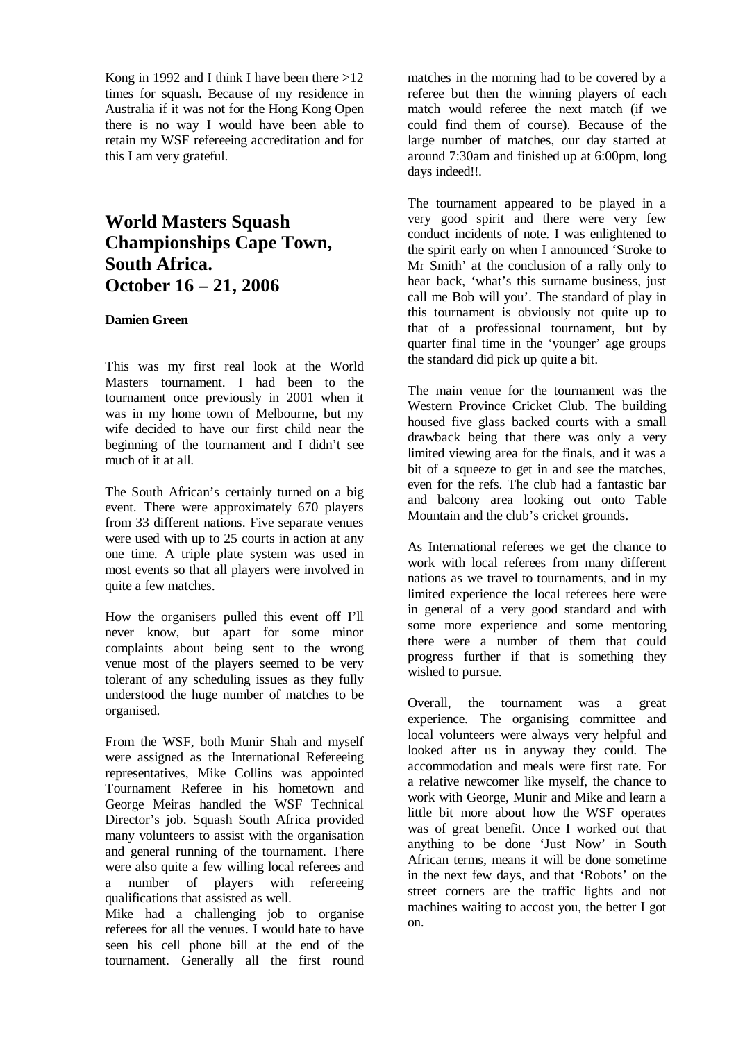Kong in 1992 and I think I have been there >12 times for squash. Because of my residence in Australia if it was not for the Hong Kong Open there is no way I would have been able to retain my WSF refereeing accreditation and for this I am very grateful.

## World Masters Squash Championships Cape Town, South Africa. October 16 – 21, 2006

**Damien Green**

This was my first real look at the World Masters tournament. I had been to the tournament once previously in 2001 when it was in my home town of Melbourne, but my wife decided to have our first child near the beginning of the tournament and I didn't see much of it at all.

The South African's certainly turned on a big event. There were approximately 670 players from 33 different nations. Five separate venues were used with up to 25 courts in action at any one time. A triple plate system was used in most events so that all players were involved in quite a few matches.

How the organisers pulled this event off I'll never know, but apart for some minor complaints about being sent to the wrong venue most of the players seemed to be very tolerant of any scheduling issues as they fully understood the huge number of matches to be organised.

From the WSF, both Munir Shah and myself were assigned as the International Refereeing representatives, Mike Collins was appointed Tournament Referee in his hometown and George Meiras handled the WSF Technical Director's job. Squash South Africa provided many volunteers to assist with the organisation and general running of the tournament. There were also quite a few willing local referees and a number of players with refereeing qualifications that assisted as well.

Mike had a challenging job to organise referees for all the venues. I would hate to have seen his cell phone bill at the end of the tournament. Generally all the first round matches in the morning had to be covered by a referee but then the winning players of each match would referee the next match (if we could find them of course). Because of the large number of matches, our day started at around 7:30am and finished up at 6:00pm, long days indeed!!.

The tournament appeared to be played in a very good spirit and there were very few conduct incidents of note. I was enlightened to the spirit early on when I announced 'Stroke to Mr Smith' at the conclusion of a rally only to hear back, 'what's this surname business, just call me Bob will you'. The standard of play in this tournament is obviously not quite up to that of a professional tournament, but by quarter final time in the 'younger' age groups the standard did pick up quite a bit.

The main venue for the tournament was the Western Province Cricket Club. The building housed five glass backed courts with a small drawback being that there was only a very limited viewing area for the finals, and it was a bit of a squeeze to get in and see the matches, even for the refs. The club had a fantastic bar and balcony area looking out onto Table Mountain and the club's cricket grounds.

As International referees we get the chance to work with local referees from many different nations as we travel to tournaments, and in my limited experience the local referees here were in general of a very good standard and with some more experience and some mentoring there were a number of them that could progress further if that is something they wished to pursue.

Overall, the tournament was a great experience. The organising committee and local volunteers were always very helpful and looked after us in anyway they could. The accommodation and meals were first rate. For a relative newcomer like myself, the chance to work with George, Munir and Mike and learn a little bit more about how the WSF operates was of great benefit. Once I worked out that anything to be done 'Just Now' in South African terms, means it will be done sometime in the next few days, and that 'Robots' on the street corners are the traffic lights and not machines waiting to accost you, the better I got on.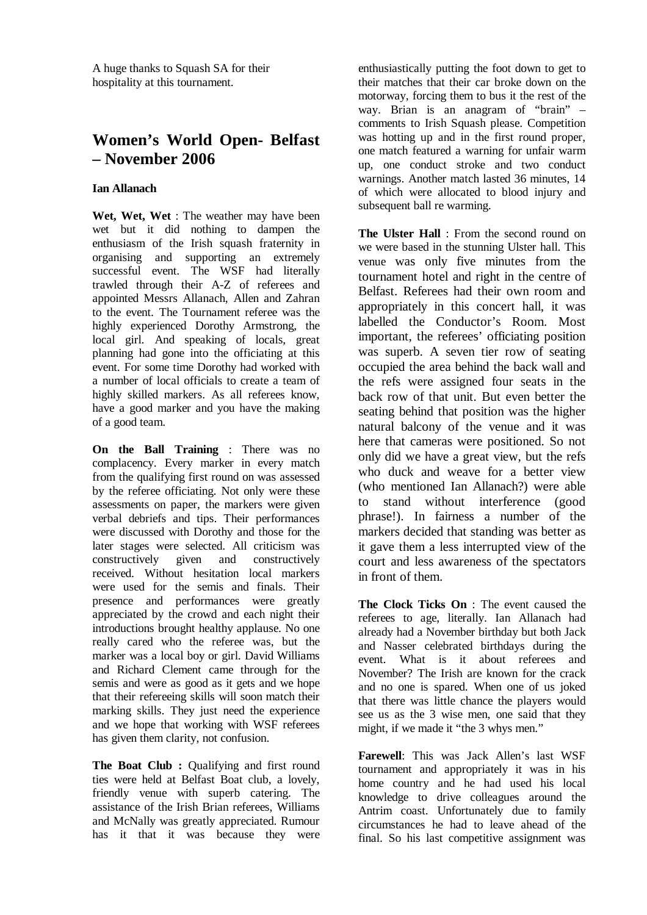A huge thanks to Squash SA for their hospitality at this tournament.

## Women's World Open- Belfast – November 2006

**Ian Allanach**

**Wet, Wet, Wet** : The weather may have been wet but it did nothing to dampen the enthusiasm of the Irish squash fraternity in organising and supporting an extremely successful event. The WSF had literally trawled through their A-Z of referees and appointed Messrs Allanach, Allen and Zahran to the event. The Tournament referee was the highly experienced Dorothy Armstrong, the local girl. And speaking of locals, great planning had gone into the officiating at this event. For some time Dorothy had worked with a number of local officials to create a team of highly skilled markers. As all referees know, have a good marker and you have the making of a good team.

**On the Ball Training** : There was no complacency. Every marker in every match from the qualifying first round on was assessed by the referee officiating. Not only were these assessments on paper, the markers were given verbal debriefs and tips. Their performances were discussed with Dorothy and those for the later stages were selected. All criticism was constructively given and constructively received. Without hesitation local markers were used for the semis and finals. Their presence and performances were greatly appreciated by the crowd and each night their introductions brought healthy applause. No one really cared who the referee was, but the marker was a local boy or girl. David Williams and Richard Clement came through for the semis and were as good as it gets and we hope that their refereeing skills will soon match their marking skills. They just need the experience and we hope that working with WSF referees has given them clarity, not confusion.

**The Boat Club :** Qualifying and first round ties were held at Belfast Boat club, a lovely, friendly venue with superb catering. The assistance of the Irish Brian referees, Williams and McNally was greatly appreciated. Rumour has it that it was because they were enthusiastically putting the foot down to get to their matches that their car broke down on the motorway, forcing them to bus it the rest of the way. Brian is an anagram of "brain" – comments to Irish Squash please. Competition was hotting up and in the first round proper, one match featured a warning for unfair warm up, one conduct stroke and two conduct warnings. Another match lasted 36 minutes, 14 of which were allocated to blood injury and subsequent ball re warming.

**The Ulster Hall** : From the second round on we were based in the stunning Ulster hall. This venue was only five minutes from the tournament hotel and right in the centre of Belfast. Referees had their own room and appropriately in this concert hall, it was labelled the Conductor's Room. Most important, the referees' officiating position was superb. A seven tier row of seating occupied the area behind the back wall and the refs were assigned four seats in the back row of that unit. But even better the seating behind that position was the higher natural balcony of the venue and it was here that cameras were positioned. So not only did we have a great view, but the refs who duck and weave for a better view (who mentioned Ian Allanach?) were able to stand without interference (good phrase!). In fairness a number of the markers decided that standing was better as it gave them a less interrupted view of the court and less awareness of the spectators in front of them.

**The Clock Ticks On** : The event caused the referees to age, literally. Ian Allanach had already had a November birthday but both Jack and Nasser celebrated birthdays during the event. What is it about referees and November? The Irish are known for the crack and no one is spared. When one of us joked that there was little chance the players would see us as the 3 wise men, one said that they might, if we made it "the 3 whys men."

**Farewell**: This was Jack Allen's last WSF tournament and appropriately it was in his home country and he had used his local knowledge to drive colleagues around the Antrim coast. Unfortunately due to family circumstances he had to leave ahead of the final. So his last competitive assignment was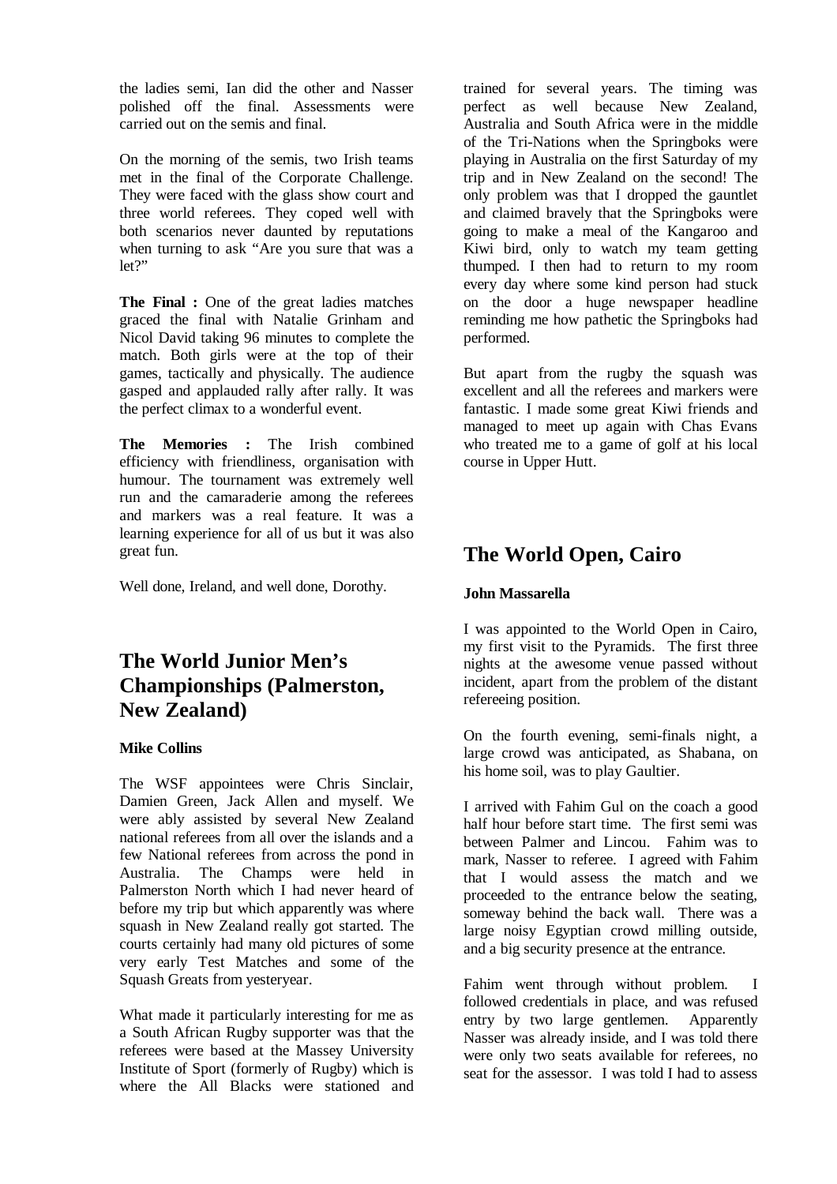the ladies semi, Ian did the other and Nasser polished off the final. Assessments were carried out on the semis and final.

On the morning of the semis, two Irish teams met in the final of the Corporate Challenge. They were faced with the glass show court and three world referees. They coped well with both scenarios never daunted by reputations when turning to ask "Are you sure that was a let?"

**The Final :** One of the great ladies matches graced the final with Natalie Grinham and Nicol David taking 96 minutes to complete the match. Both girls were at the top of their games, tactically and physically. The audience gasped and applauded rally after rally. It was the perfect climax to a wonderful event.

**The Memories :** The Irish combined efficiency with friendliness, organisation with humour. The tournament was extremely well run and the camaraderie among the referees and markers was a real feature. It was a learning experience for all of us but it was also great fun.

Well done, Ireland, and well done, Dorothy.

## The World Junior Men's Championships (Palmerston, New Zealand)

**Mike Collins**

The WSF appointees were Chris Sinclair, Damien Green, Jack Allen and myself. We were ably assisted by several New Zealand national referees from all over the islands and a few National referees from across the pond in Australia. The Champs were held in Palmerston North which I had never heard of before my trip but which apparently was where squash in New Zealand really got started. The courts certainly had many old pictures of some very early Test Matches and some of the Squash Greats from yesteryear.

What made it particularly interesting for me as a South African Rugby supporter was that the referees were based at the Massey University Institute of Sport (formerly of Rugby) which is where the All Blacks were stationed and trained for several years. The timing was perfect as well because New Zealand, Australia and South Africa were in the middle of the Tri-Nations when the Springboks were playing in Australia on the first Saturday of my trip and in New Zealand on the second! The only problem was that I dropped the gauntlet and claimed bravely that the Springboks were going to make a meal of the Kangaroo and Kiwi bird, only to watch my team getting thumped. I then had to return to my room every day where some kind person had stuck on the door a huge newspaper headline reminding me how pathetic the Springboks had performed.

But apart from the rugby the squash was excellent and all the referees and markers were fantastic. I made some great Kiwi friends and managed to meet up again with Chas Evans who treated me to a game of golf at his local course in Upper Hutt.

## The World Open, Cairo

**John Massarella**

I was appointed to the World Open in Cairo, my first visit to the Pyramids. The first three nights at the awesome venue passed without incident, apart from the problem of the distant refereeing position.

On the fourth evening, semi-finals night, a large crowd was anticipated, as Shabana, on his home soil, was to play Gaultier.

I arrived with Fahim Gul on the coach a good half hour before start time. The first semi was between Palmer and Lincou. Fahim was to mark, Nasser to referee. I agreed with Fahim that I would assess the match and we proceeded to the entrance below the seating, someway behind the back wall. There was a large noisy Egyptian crowd milling outside, and a big security presence at the entrance.

Fahim went through without problem. I followed credentials in place, and was refused entry by two large gentlemen. Apparently Nasser was already inside, and I was told there were only two seats available for referees, no seat for the assessor. I was told I had to assess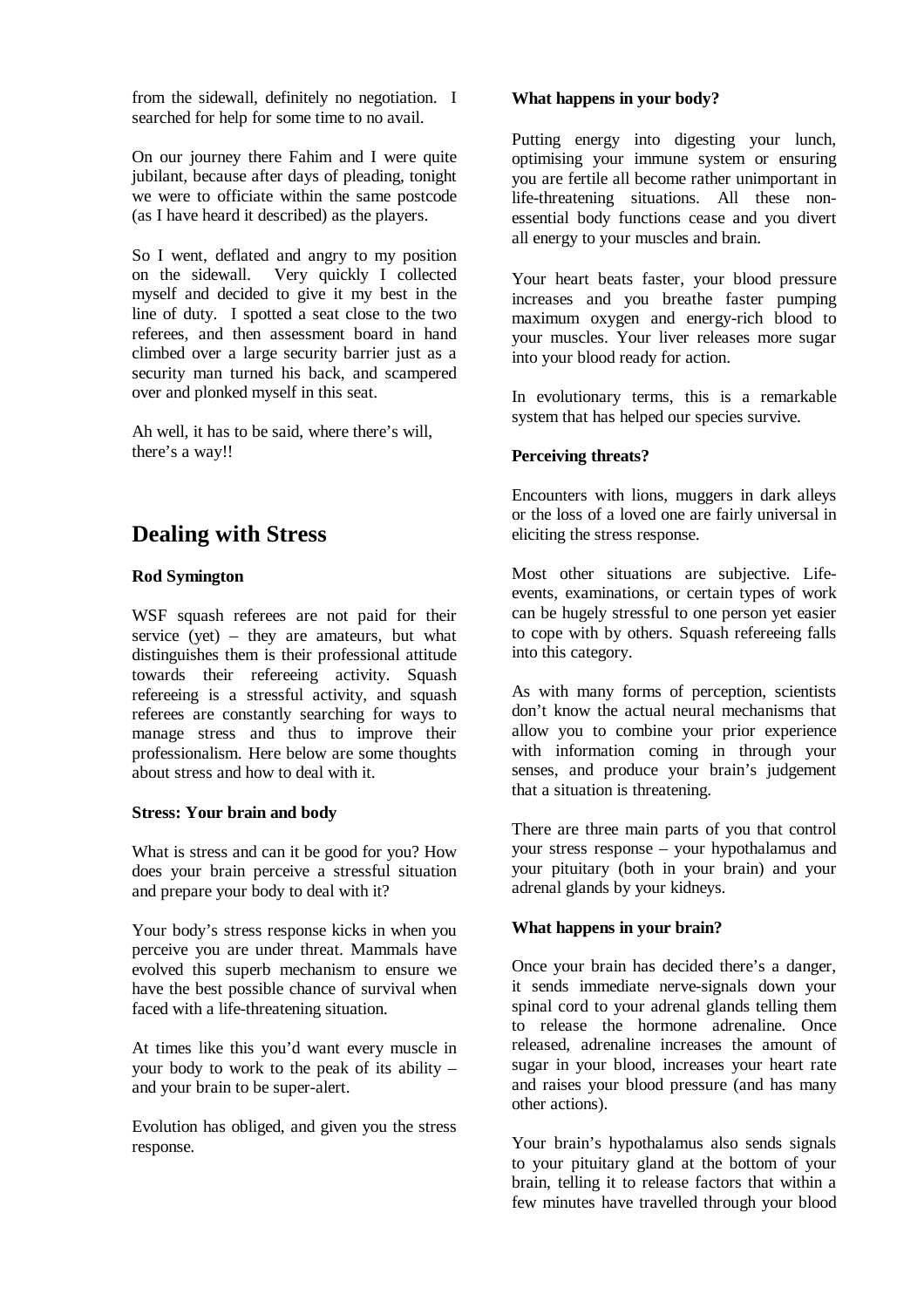from the sidewall, definitely no negotiation. I searched for help for some time to no avail.

On our journey there Fahim and I were quite jubilant, because after days of pleading, tonight we were to officiate within the same postcode (as I have heard it described) as the players.

So I went, deflated and angry to my position on the sidewall. Very quickly I collected myself and decided to give it my best in the line of duty. I spotted a seat close to the two referees, and then assessment board in hand climbed over a large security barrier just as a security man turned his back, and scampered over and plonked myself in this seat.

Ah well, it has to be said, where there's will, there's a way!!

## Dealing with Stress

**Rod Symington**

WSF squash referees are not paid for their service (yet) – they are amateurs, but what distinguishes them is their professional attitude towards their refereeing activity. Squash refereeing is a stressful activity, and squash referees are constantly searching for ways to manage stress and thus to improve their professionalism. Here below are some thoughts about stress and how to deal with it.

**Stress: Your brain and body**

What is stress and can it be good for you? How does your brain perceive a stressful situation and prepare your body to deal with it?

Your body's stress response kicks in when you perceive you are under threat. Mammals have evolved this superb mechanism to ensure we have the best possible chance of survival when faced with a life-threatening situation.

At times like this you'd want every muscle in your body to work to the peak of its ability – and your brain to be super-alert.

Evolution has obliged, and given you the stress response.

**What happens in your body?**

Putting energy into digesting your lunch, optimising your immune system or ensuring you are fertile all become rather unimportant in life-threatening situations. All these non-essential body functions cease and you divert all energy to your muscles and brain.

Your heart beats faster, your blood pressure increases and you breathe faster pumping maximum oxygen and energy-rich blood to your muscles. Your liver releases more sugar into your blood ready for action.

In evolutionary terms, this is a remarkable system that has helped our species survive.

**Perceiving threats?**

Encounters with lions, muggers in dark alleys or the loss of a loved one are fairly universal in eliciting the stress response.

Most other situations are subjective. Life-events, examinations, or certain types of work can be hugely stressful to one person yet easier to cope with by others. Squash refereeing falls into this category.

As with many forms of perception, scientists don't know the actual neural mechanisms that allow you to combine your prior experience with information coming in through your senses, and produce your brain's judgement that a situation is threatening.

There are three main parts of you that control your stress response – your hypothalamus and your pituitary (both in your brain) and your adrenal glands by your kidneys.

**What happens in your brain?**

Once your brain has decided there's a danger, it sends immediate nerve-signals down your spinal cord to your adrenal glands telling them to release the hormone adrenaline. Once released, adrenaline increases the amount of sugar in your blood, increases your heart rate and raises your blood pressure (and has many other actions).

Your brain's hypothalamus also sends signals to your pituitary gland at the bottom of your brain, telling it to release factors that within a few minutes have travelled through your blood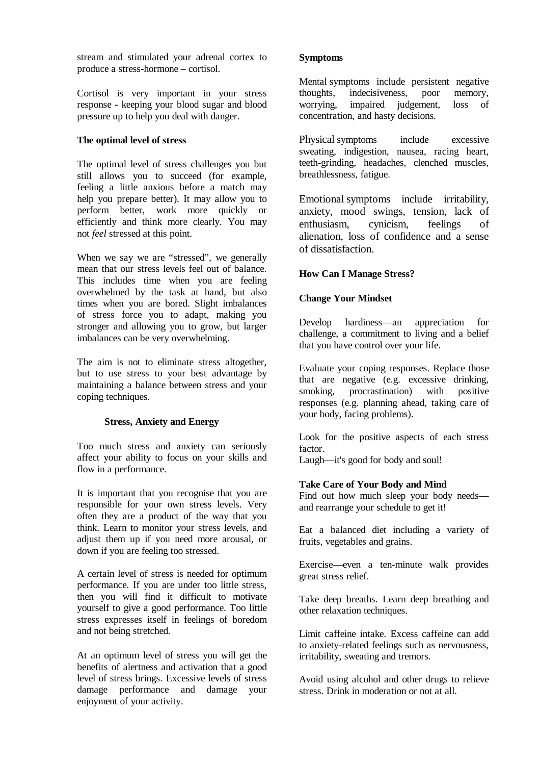stream and stimulated your adrenal cortex to produce a stress-hormone – cortisol.

Cortisol is very important in your stress response - keeping your blood sugar and blood pressure up to help you deal with danger.

**The optimal level of stress**

The optimal level of stress challenges you but still allows you to succeed (for example, feeling a little anxious before a match may help you prepare better). It may allow you to perform better, work more quickly or efficiently and think more clearly. You may not *feel* stressed at this point.

When we say we are "stressed", we generally mean that our stress levels feel out of balance. This includes time when you are feeling overwhelmed by the task at hand, but also times when you are bored. Slight imbalances of stress force you to adapt, making you stronger and allowing you to grow, but larger imbalances can be very overwhelming.

The aim is not to eliminate stress altogether, but to use stress to your best advantage by maintaining a balance between stress and your coping techniques.

**Stress, Anxiety and Energy**

Too much stress and anxiety can seriously affect your ability to focus on your skills and flow in a performance.

It is important that you recognise that you are responsible for your own stress levels. Very often they are a product of the way that you think. Learn to monitor your stress levels, and adjust them up if you need more arousal, or down if you are feeling too stressed.

A certain level of stress is needed for optimum performance. If you are under too little stress, then you will find it difficult to motivate yourself to give a good performance. Too little stress expresses itself in feelings of boredom and not being stretched.

At an optimum level of stress you will get the benefits of alertness and activation that a good level of stress brings. Excessive levels of stress damage performance and damage your enjoyment of your activity.

**Symptoms**

Mental symptoms include persistent negative thoughts, indecisiveness, poor memory, worrying, impaired judgement, loss of concentration, and hasty decisions.

Physical symptoms include excessive sweating, indigestion, nausea, racing heart, teeth-grinding, headaches, clenched muscles, breathlessness, fatigue.

Emotional symptoms include irritability, anxiety, mood swings, tension, lack of enthusiasm, cynicism, feelings of alienation, loss of confidence and a sense of dissatisfaction.

**How Can I Manage Stress?**

**Change Your Mindset**

Develop hardiness—an appreciation for challenge, a commitment to living and a belief that you have control over your life.

Evaluate your coping responses. Replace those that are negative (e.g. excessive drinking, smoking, procrastination) with positive responses (e.g. planning ahead, taking care of your body, facing problems).

Look for the positive aspects of each stress factor.

Laugh—it's good for body and soul!

**Take Care of Your Body and Mind**

Find out how much sleep your body needs—and rearrange your schedule to get it!

Eat a balanced diet including a variety of fruits, vegetables and grains.

Exercise—even a ten-minute walk provides great stress relief.

Take deep breaths. Learn deep breathing and other relaxation techniques.

Limit caffeine intake. Excess caffeine can add to anxiety-related feelings such as nervousness, irritability, sweating and tremors.

Avoid using alcohol and other drugs to relieve stress. Drink in moderation or not at all.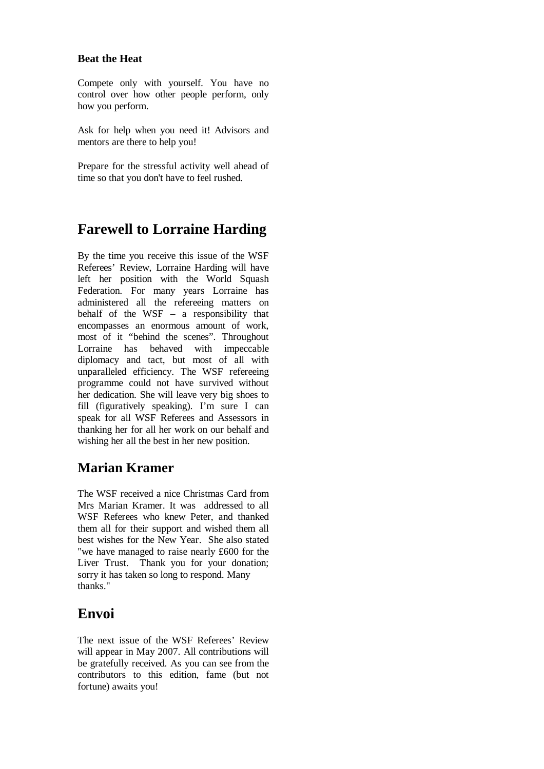**Beat the Heat**

Compete only with yourself. You have no control over how other people perform, only how you perform.

Ask for help when you need it! Advisors and mentors are there to help you!

Prepare for the stressful activity well ahead of time so that you don't have to feel rushed.

## Farewell to Lorraine Harding

By the time you receive this issue of the WSF Referees' Review, Lorraine Harding will have left her position with the World Squash Federation. For many years Lorraine has administered all the refereeing matters on behalf of the WSF – a responsibility that encompasses an enormous amount of work, most of it "behind the scenes". Throughout Lorraine has behaved with impeccable diplomacy and tact, but most of all with unparalleled efficiency. The WSF refereeing programme could not have survived without her dedication. She will leave very big shoes to fill (figuratively speaking). I'm sure I can speak for all WSF Referees and Assessors in thanking her for all her work on our behalf and wishing her all the best in her new position.

## Marian Kramer

The WSF received a nice Christmas Card from Mrs Marian Kramer. It was addressed to all WSF Referees who knew Peter, and thanked them all for their support and wished them all best wishes for the New Year. She also stated "we have managed to raise nearly £600 for the Liver Trust. Thank you for your donation; sorry it has taken so long to respond. Many thanks."

## Envoi

The next issue of the WSF Referees' Review will appear in May 2007. All contributions will be gratefully received. As you can see from the contributors to this edition, fame (but not fortune) awaits you!